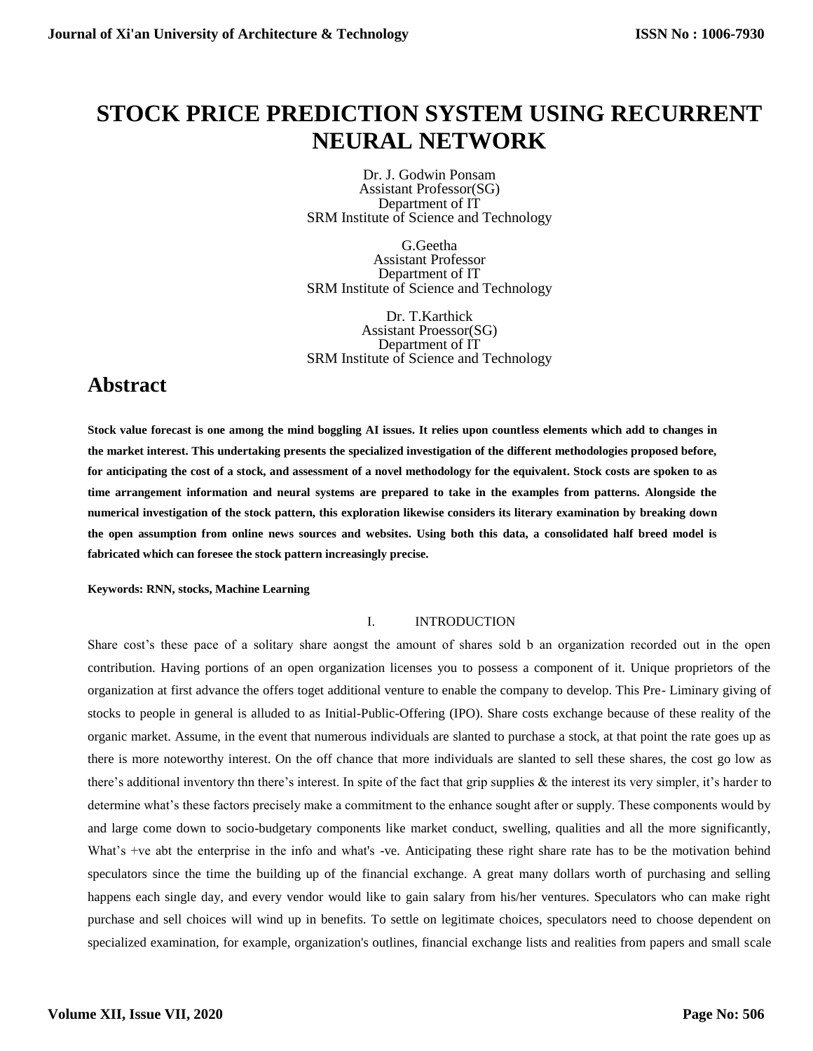# STOCK PRICE PREDICTION SYSTEM USING RECURRENT NEURAL NETWORK

Dr. J. Godwin Ponsam
Assistant Professor(SG)
Department of IT
SRM Institute of Science and Technology

G.Geetha
Assistant Professor
Department of IT
SRM Institute of Science and Technology

Dr. T.Karthick
Assistant Proessor(SG)
Department of IT
SRM Institute of Science and Technology

## Abstract

**Stock value forecast is one among the mind boggling AI issues. It relies upon countless elements which add to changes in the market interest. This undertaking presents the specialized investigation of the different methodologies proposed before, for anticipating the cost of a stock, and assessment of a novel methodology for the equivalent. Stock costs are spoken to as time arrangement information and neural systems are prepared to take in the examples from patterns. Alongside the numerical investigation of the stock pattern, this exploration likewise considers its literary examination by breaking down the open assumption from online news sources and websites. Using both this data, a consolidated half breed model is fabricated which can foresee the stock pattern increasingly precise.**

**Keywords: RNN, stocks, Machine Learning**

## I. INTRODUCTION

Share cost's these pace of a solitary share aongst the amount of shares sold b an organization recorded out in the open contribution. Having portions of an open organization licenses you to possess a component of it. Unique proprietors of the organization at first advance the offers toget additional venture to enable the company to develop. This Pre- Liminary giving of stocks to people in general is alluded to as Initial-Public-Offering (IPO). Share costs exchange because of these reality of the organic market. Assume, in the event that numerous individuals are slanted to purchase a stock, at that point the rate goes up as there is more noteworthy interest. On the off chance that more individuals are slanted to sell these shares, the cost go low as there's additional inventory thn there's interest. In spite of the fact that grip supplies & the interest its very simpler, it's harder to determine what's these factors precisely make a commitment to the enhance sought after or supply. These components would by and large come down to socio-budgetary components like market conduct, swelling, qualities and all the more significantly, What's +ve abt the enterprise in the info and what's -ve. Anticipating these right share rate has to be the motivation behind speculators since the time the building up of the financial exchange. A great many dollars worth of purchasing and selling happens each single day, and every vendor would like to gain salary from his/her ventures. Speculators who can make right purchase and sell choices will wind up in benefits. To settle on legitimate choices, speculators need to choose dependent on specialized examination, for example, organization's outlines, financial exchange lists and realities from papers and small scale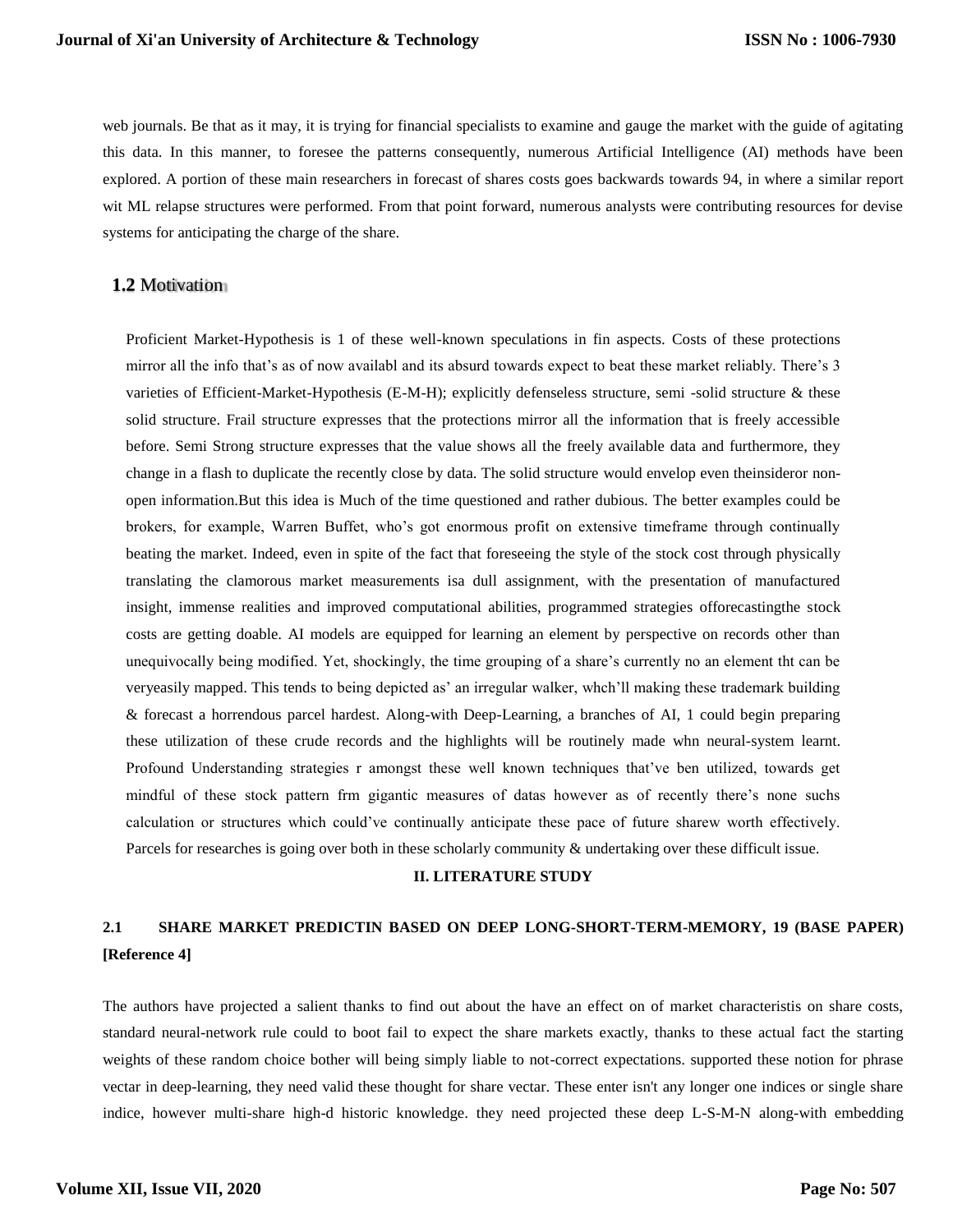web journals. Be that as it may, it is trying for financial specialists to examine and gauge the market with the guide of agitating this data. In this manner, to foresee the patterns consequently, numerous Artificial Intelligence (AI) methods have been explored. A portion of these main researchers in forecast of shares costs goes backwards towards 94, in where a similar report wit ML relapse structures were performed. From that point forward, numerous analysts were contributing resources for devise systems for anticipating the charge of the share.

## 1.2 Motivation

Proficient Market-Hypothesis is 1 of these well-known speculations in fin aspects. Costs of these protections mirror all the info that's as of now availabl and its absurd towards expect to beat these market reliably. There's 3 varieties of Efficient-Market-Hypothesis (E-M-H); explicitly defenseless structure, semi -solid structure & these solid structure. Frail structure expresses that the protections mirror all the information that is freely accessible before. Semi Strong structure expresses that the value shows all the freely available data and furthermore, they change in a flash to duplicate the recently close by data. The solid structure would envelop even theinsideror non-open information.But this idea is Much of the time questioned and rather dubious. The better examples could be brokers, for example, Warren Buffet, who's got enormous profit on extensive timeframe through continually beating the market. Indeed, even in spite of the fact that foreseeing the style of the stock cost through physically translating the clamorous market measurements isa dull assignment, with the presentation of manufactured insight, immense realities and improved computational abilities, programmed strategies offorecastingthe stock costs are getting doable. AI models are equipped for learning an element by perspective on records other than unequivocally being modified. Yet, shockingly, the time grouping of a share's currently no an element tht can be veryeasily mapped. This tends to being depicted as' an irregular walker, whch'll making these trademark building & forecast a horrendous parcel hardest. Along-with Deep-Learning, a branches of AI, 1 could begin preparing these utilization of these crude records and the highlights will be routinely made whn neural-system learnt. Profound Understanding strategies r amongst these well known techniques that've ben utilized, towards get mindful of these stock pattern frm gigantic measures of datas however as of recently there's none suchs calculation or structures which could've continually anticipate these pace of future sharew worth effectively. Parcels for researches is going over both in these scholarly community & undertaking over these difficult issue.

# II. LITERATURE STUDY

## 2.1 SHARE MARKET PREDICTIN BASED ON DEEP LONG-SHORT-TERM-MEMORY, 19 (BASE PAPER) [Reference 4]

The authors have projected a salient thanks to find out about the have an effect on of market characteristis on share costs, standard neural-network rule could to boot fail to expect the share markets exactly, thanks to these actual fact the starting weights of these random choice bother will being simply liable to not-correct expectations. supported these notion for phrase vectar in deep-learning, they need valid these thought for share vectar. These enter isn't any longer one indices or single share indice, however multi-share high-d historic knowledge. they need projected these deep L-S-M-N along-with embedding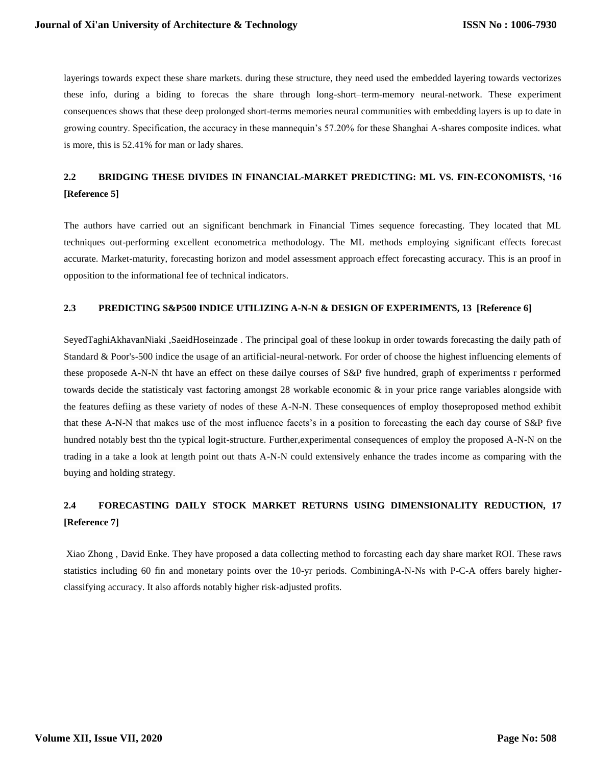layerings towards expect these share markets. during these structure, they need used the embedded layering towards vectorizes these info, during a biding to forecas the share through long-short–term-memory neural-network. These experiment consequences shows that these deep prolonged short-terms memories neural communities with embedding layers is up to date in growing country. Specification, the accuracy in these mannequin's 57.20% for these Shanghai A-shares composite indices. what is more, this is 52.41% for man or lady shares.

## 2.2 BRIDGING THESE DIVIDES IN FINANCIAL-MARKET PREDICTING: ML VS. FIN-ECONOMISTS, '16 [Reference 5]

The authors have carried out an significant benchmark in Financial Times sequence forecasting. They located that ML techniques out-performing excellent econometrica methodology. The ML methods employing significant effects forecast accurate. Market-maturity, forecasting horizon and model assessment approach effect forecasting accuracy. This is an proof in opposition to the informational fee of technical indicators.

## 2.3 PREDICTING S&P500 INDICE UTILIZING A-N-N & DESIGN OF EXPERIMENTS, 13 [Reference 6]

SeyedTaghiAkhavanNiaki ,SaeidHoseinzade . The principal goal of these lookup in order towards forecasting the daily path of Standard & Poor's-500 indice the usage of an artificial-neural-network. For order of choose the highest influencing elements of these proposede A-N-N tht have an effect on these dailye courses of S&P five hundred, graph of experimentss r performed towards decide the statisticaly vast factoring amongst 28 workable economic & in your price range variables alongside with the features defiing as these variety of nodes of these A-N-N. These consequences of employ thoseproposed method exhibit that these A-N-N that makes use of the most influence facets's in a position to forecasting the each day course of S&P five hundred notably best thn the typical logit-structure. Further,experimental consequences of employ the proposed A-N-N on the trading in a take a look at length point out thats A-N-N could extensively enhance the trades income as comparing with the buying and holding strategy.

## 2.4 FORECASTING DAILY STOCK MARKET RETURNS USING DIMENSIONALITY REDUCTION, 17 [Reference 7]

Xiao Zhong , David Enke. They have proposed a data collecting method to forcasting each day share market ROI. These raws statistics including 60 fin and monetary points over the 10-yr periods. CombiningA-N-Ns with P-C-A offers barely higher-classifying accuracy. It also affords notably higher risk-adjusted profits.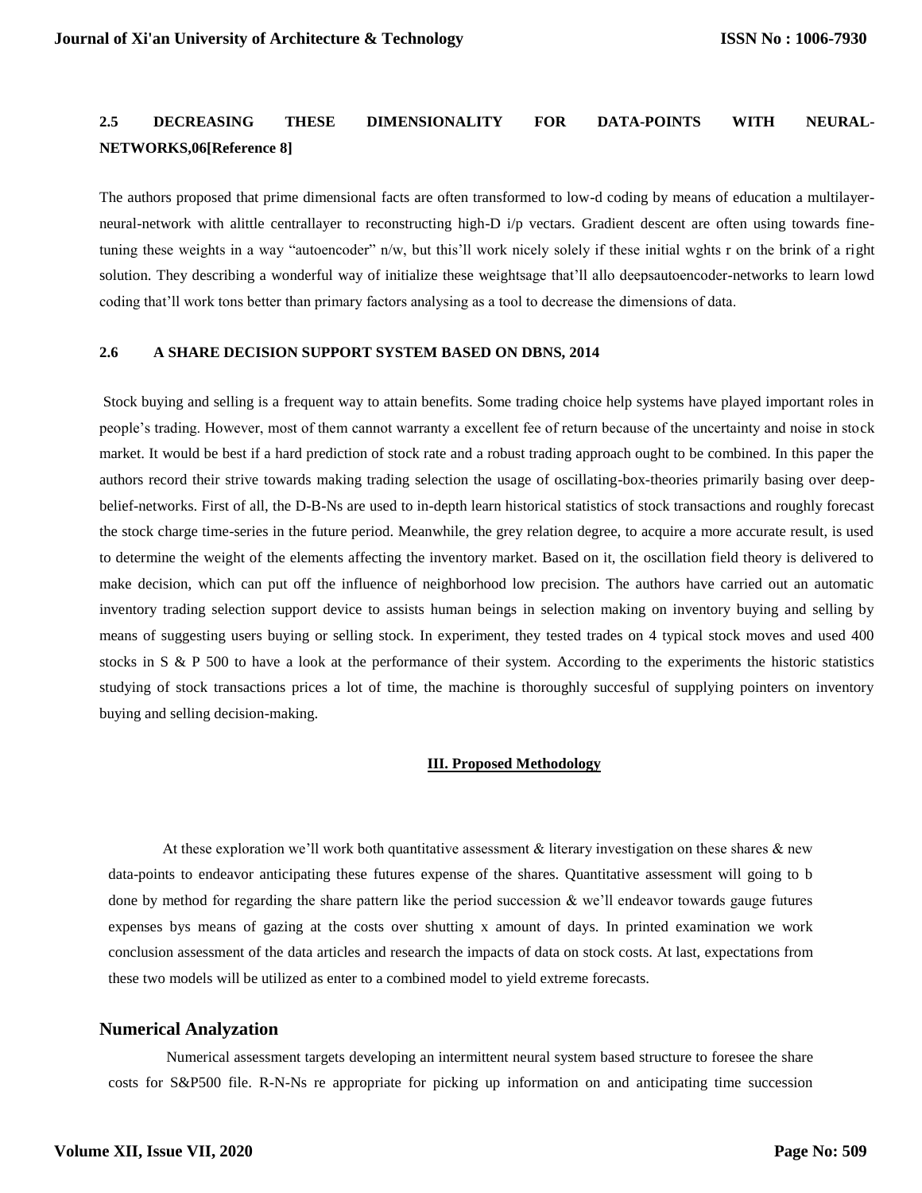**2.5 DECREASING THESE DIMENSIONALITY FOR DATA-POINTS WITH NEURAL-NETWORKS,06[Reference 8]**

The authors proposed that prime dimensional facts are often transformed to low-d coding by means of education a multilayer-neural-network with alittle centrallayer to reconstructing high-D i/p vectars. Gradient descent are often using towards fine-tuning these weights in a way "autoencoder" n/w, but this'll work nicely solely if these initial wghts r on the brink of a right solution. They describing a wonderful way of initialize these weightsage that'll allo deepsautoencoder-networks to learn lowd coding that'll work tons better than primary factors analysing as a tool to decrease the dimensions of data.

**2.6 A SHARE DECISION SUPPORT SYSTEM BASED ON DBNS, 2014**

Stock buying and selling is a frequent way to attain benefits. Some trading choice help systems have played important roles in people's trading. However, most of them cannot warranty a excellent fee of return because of the uncertainty and noise in stock market. It would be best if a hard prediction of stock rate and a robust trading approach ought to be combined. In this paper the authors record their strive towards making trading selection the usage of oscillating-box-theories primarily basing over deep-belief-networks. First of all, the D-B-Ns are used to in-depth learn historical statistics of stock transactions and roughly forecast the stock charge time-series in the future period. Meanwhile, the grey relation degree, to acquire a more accurate result, is used to determine the weight of the elements affecting the inventory market. Based on it, the oscillation field theory is delivered to make decision, which can put off the influence of neighborhood low precision. The authors have carried out an automatic inventory trading selection support device to assists human beings in selection making on inventory buying and selling by means of suggesting users buying or selling stock. In experiment, they tested trades on 4 typical stock moves and used 400 stocks in S & P 500 to have a look at the performance of their system. According to the experiments the historic statistics studying of stock transactions prices a lot of time, the machine is thoroughly succesful of supplying pointers on inventory buying and selling decision-making.

## III. Proposed Methodology

At these exploration we'll work both quantitative assessment & literary investigation on these shares & new data-points to endeavor anticipating these futures expense of the shares. Quantitative assessment will going to b done by method for regarding the share pattern like the period succession & we'll endeavor towards gauge futures expenses bys means of gazing at the costs over shutting x amount of days. In printed examination we work conclusion assessment of the data articles and research the impacts of data on stock costs. At last, expectations from these two models will be utilized as enter to a combined model to yield extreme forecasts.

### Numerical Analyzation

Numerical assessment targets developing an intermittent neural system based structure to foresee the share costs for S&P500 file. R-N-Ns re appropriate for picking up information on and anticipating time succession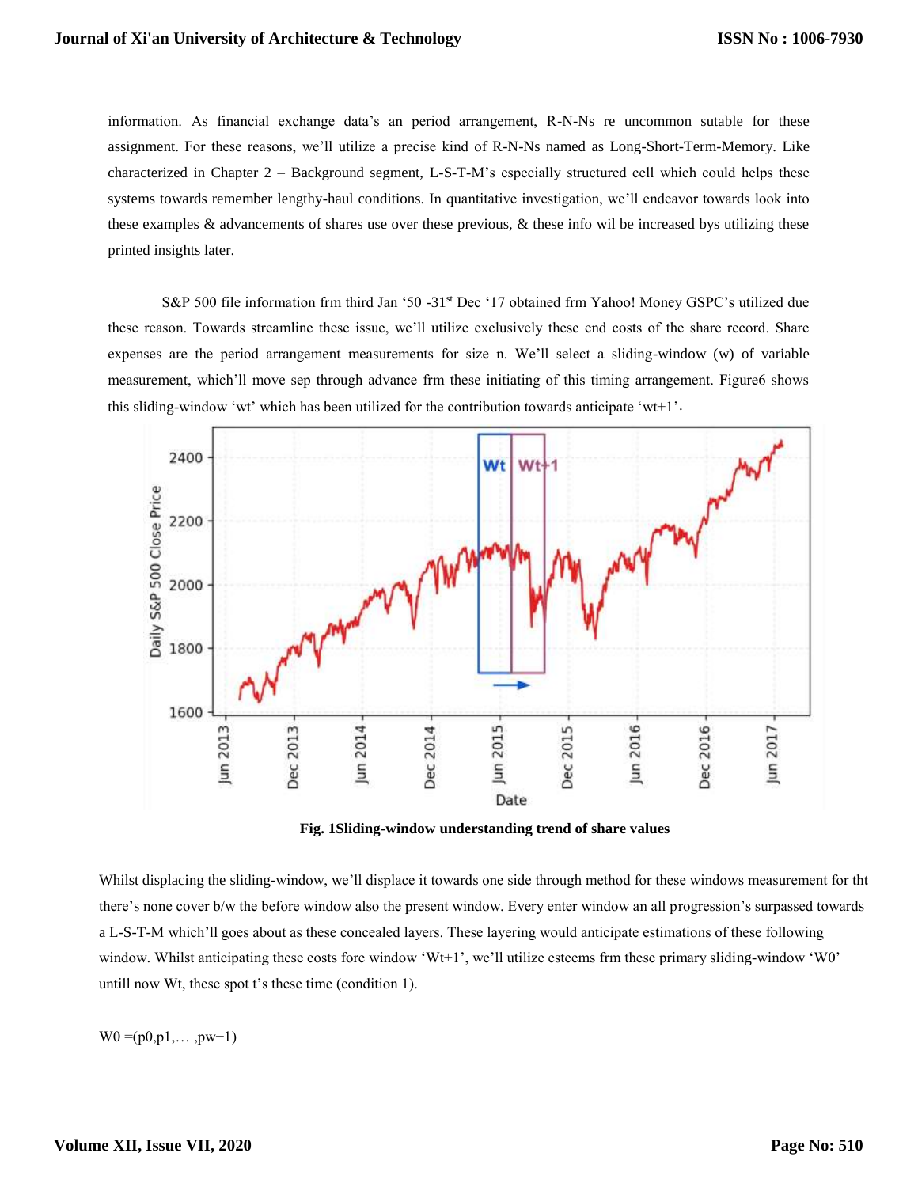information. As financial exchange data's an period arrangement, R-N-Ns re uncommon sutable for these assignment. For these reasons, we'll utilize a precise kind of R-N-Ns named as Long-Short-Term-Memory. Like characterized in Chapter 2 – Background segment, L-S-T-M's especially structured cell which could helps these systems towards remember lengthy-haul conditions. In quantitative investigation, we'll endeavor towards look into these examples & advancements of shares use over these previous, & these info wil be increased bys utilizing these printed insights later.

S&P 500 file information frm third Jan '50 -31st Dec '17 obtained frm Yahoo! Money GSPC's utilized due these reason. Towards streamline these issue, we'll utilize exclusively these end costs of the share record. Share expenses are the period arrangement measurements for size n. We'll select a sliding-window (w) of variable measurement, which'll move sep through advance frm these initiating of this timing arrangement. Figure6 shows this sliding-window 'wt' which has been utilized for the contribution towards anticipate 'wt+1'.

**Fig. 1Sliding-window understanding trend of share values**

Whilst displacing the sliding-window, we'll displace it towards one side through method for these windows measurement for tht there's none cover b/w the before window also the present window. Every enter window an all progression's surpassed towards a L-S-T-M which'll goes about as these concealed layers. These layering would anticipate estimations of these following window. Whilst anticipating these costs fore window 'Wt+1', we'll utilize esteems frm these primary sliding-window 'W0' untill now Wt, these spot t's these time (condition 1).

$W0 =(p0,p1,\ldots ,pw-1)$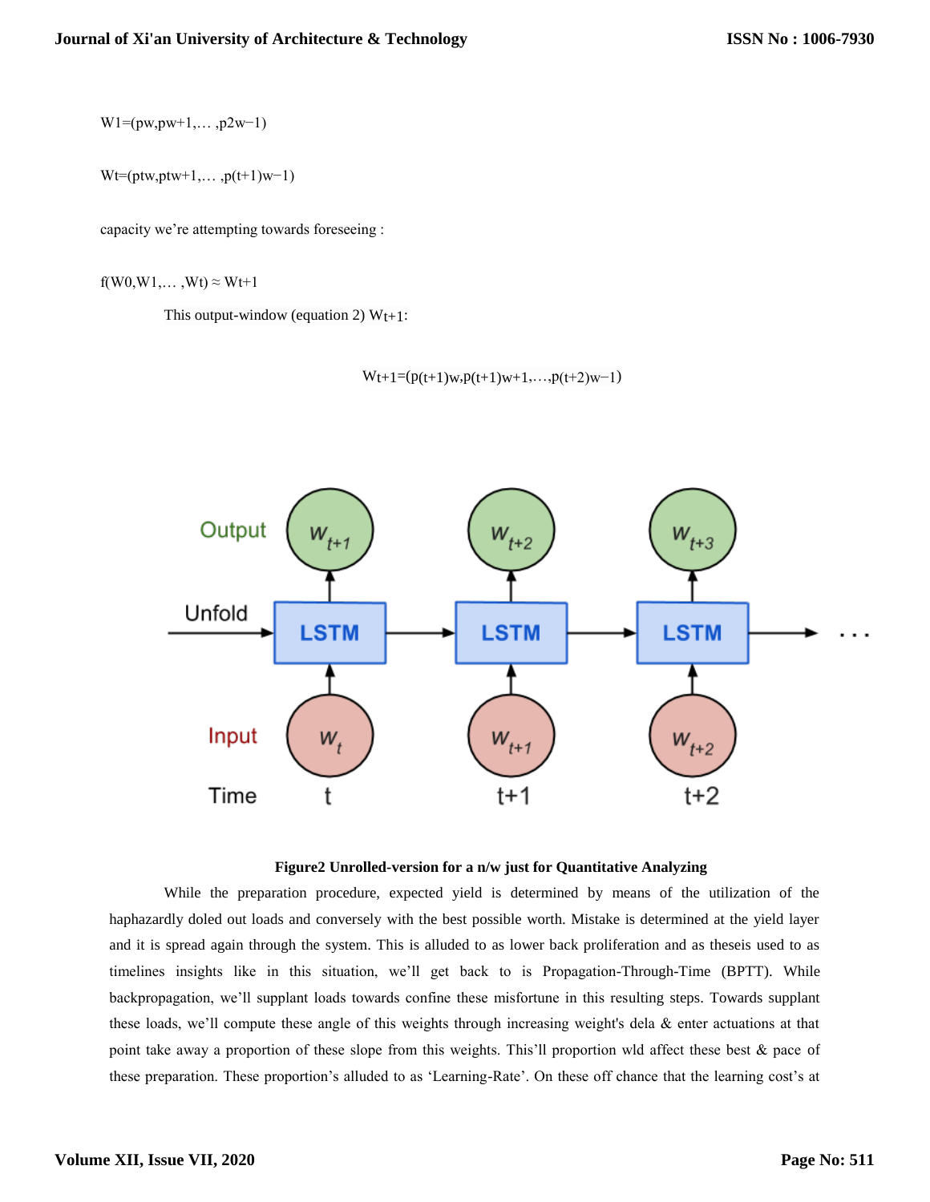$W1=(p_w,p_{w+1},\dots,p_{2w-1})$

$W_t=(p_{tw},p_{tw+1},\dots,p_{(t+1)w-1})$

capacity we're attempting towards foreseeing :

$f(W_0,W_1,\dots,W_t) \approx W_{t+1}$

This output-window (equation 2) $W_{t+1}$:

$$W_{t+1}=(p_{(t+1)w},p_{(t+1)w+1},\dots,p_{(t+2)w-1})$$

**Figure2 Unrolled-version for a n/w just for Quantitative Analyzing**

While the preparation procedure, expected yield is determined by means of the utilization of the haphazardly doled out loads and conversely with the best possible worth. Mistake is determined at the yield layer and it is spread again through the system. This is alluded to as lower back proliferation and as theseis used to as timelines insights like in this situation, we'll get back to is Propagation-Through-Time (BPTT). While backpropagation, we'll supplant loads towards confine these misfortune in this resulting steps. Towards supplant these loads, we'll compute these angle of this weights through increasing weight's dela & enter actuations at that point take away a proportion of these slope from this weights. This'll proportion wld affect these best & pace of these preparation. These proportion's alluded to as 'Learning-Rate'. On these off chance that the learning cost's at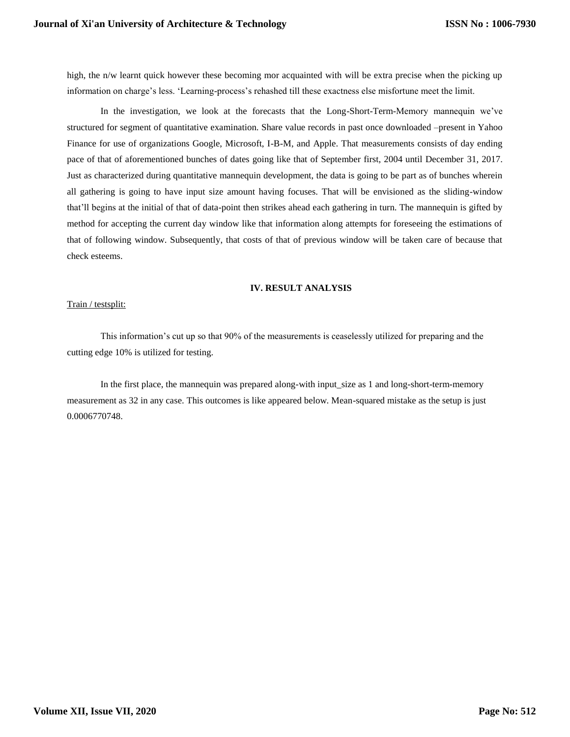high, the n/w learnt quick however these becoming mor acquainted with will be extra precise when the picking up information on charge's less. 'Learning-process's rehashed till these exactness else misfortune meet the limit.

In the investigation, we look at the forecasts that the Long-Short-Term-Memory mannequin we've structured for segment of quantitative examination. Share value records in past once downloaded –present in Yahoo Finance for use of organizations Google, Microsoft, I-B-M, and Apple. That measurements consists of day ending pace of that of aforementioned bunches of dates going like that of September first, 2004 until December 31, 2017. Just as characterized during quantitative mannequin development, the data is going to be part as of bunches wherein all gathering is going to have input size amount having focuses. That will be envisioned as the sliding-window that'll begins at the initial of that of data-point then strikes ahead each gathering in turn. The mannequin is gifted by method for accepting the current day window like that information along attempts for foreseeing the estimations of that of following window. Subsequently, that costs of that of previous window will be taken care of because that check esteems.

## IV. RESULT ANALYSIS

Train / testsplit:

This information's cut up so that 90% of the measurements is ceaselessly utilized for preparing and the cutting edge 10% is utilized for testing.

In the first place, the mannequin was prepared along-with input_size as 1 and long-short-term-memory measurement as 32 in any case. This outcomes is like appeared below. Mean-squared mistake as the setup is just 0.0006770748.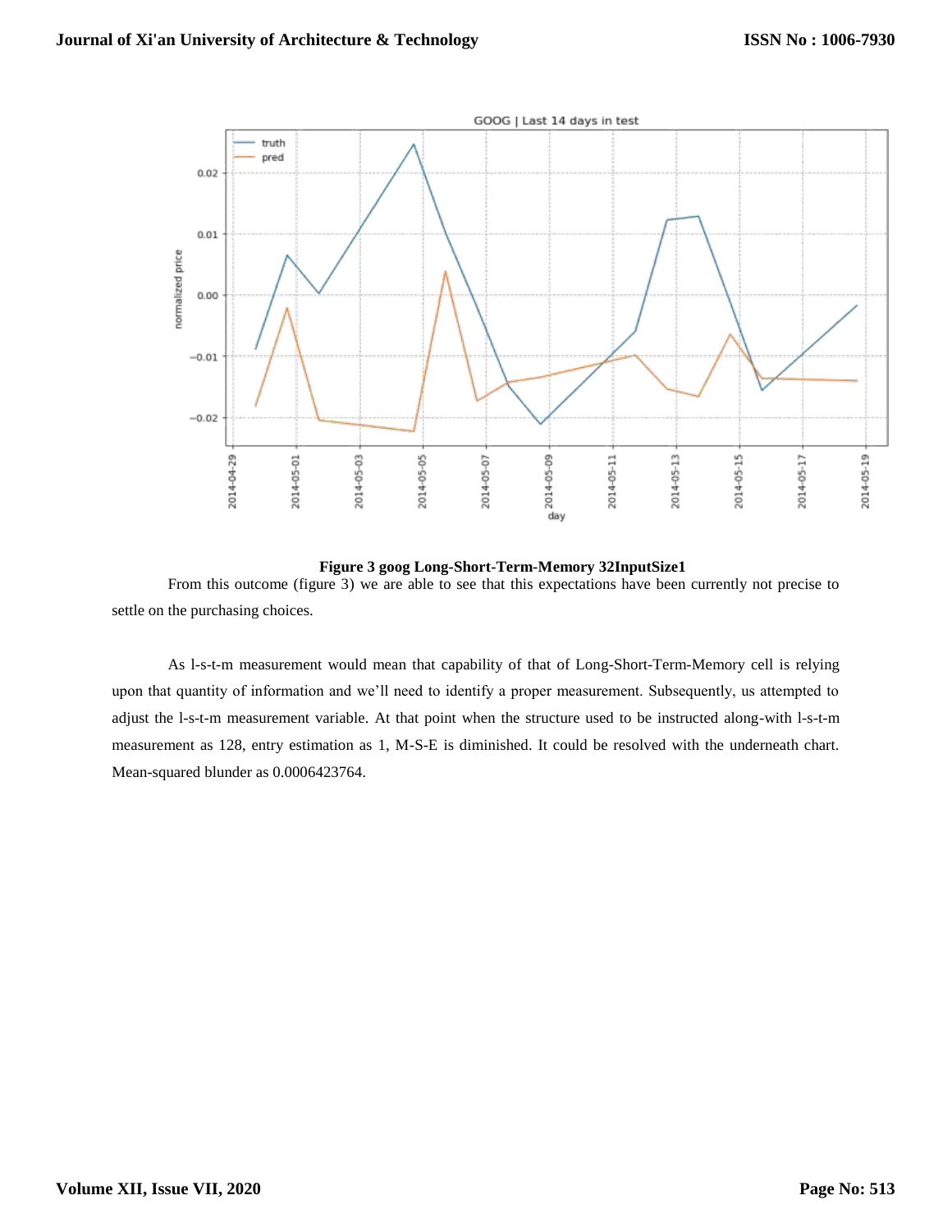**Figure 3 goog Long-Short-Term-Memory 32InputSize1**

From this outcome (figure 3) we are able to see that this expectations have been currently not precise to settle on the purchasing choices.

As l-s-t-m measurement would mean that capability of that of Long-Short-Term-Memory cell is relying upon that quantity of information and we'll need to identify a proper measurement. Subsequently, us attempted to adjust the l-s-t-m measurement variable. At that point when the structure used to be instructed along-with l-s-t-m measurement as 128, entry estimation as 1, M-S-E is diminished. It could be resolved with the underneath chart. Mean-squared blunder as 0.0006423764.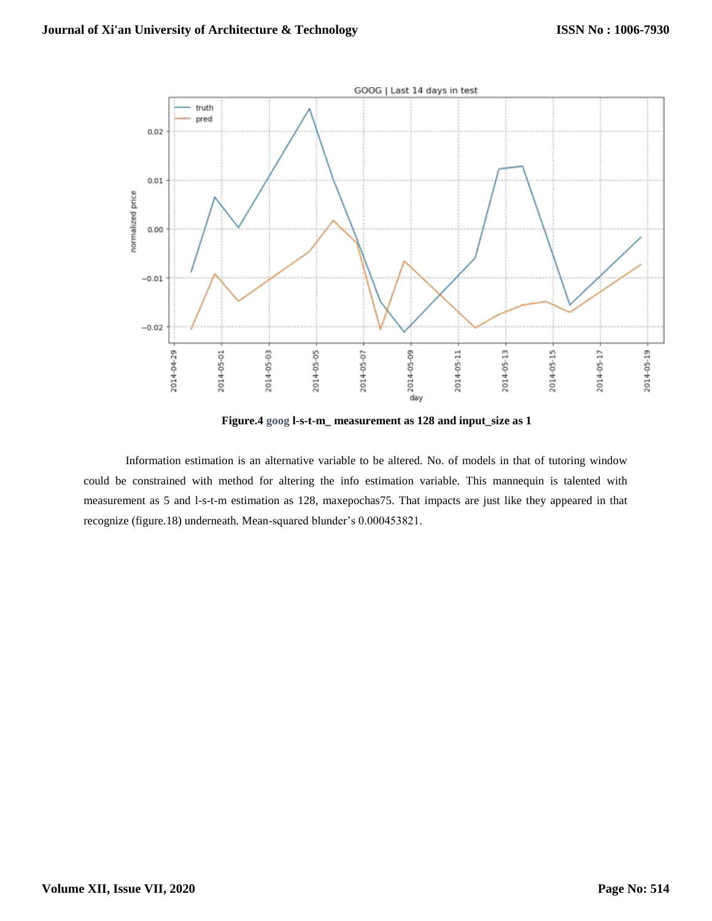Figure.4 goog l-s-t-m_ measurement as 128 and input_size as 1

Information estimation is an alternative variable to be altered. No. of models in that of tutoring window could be constrained with method for altering the info estimation variable. This mannequin is talented with measurement as 5 and l-s-t-m estimation as 128, maxepochas75. That impacts are just like they appeared in that recognize (figure.18) underneath. Mean-squared blunder's 0.000453821.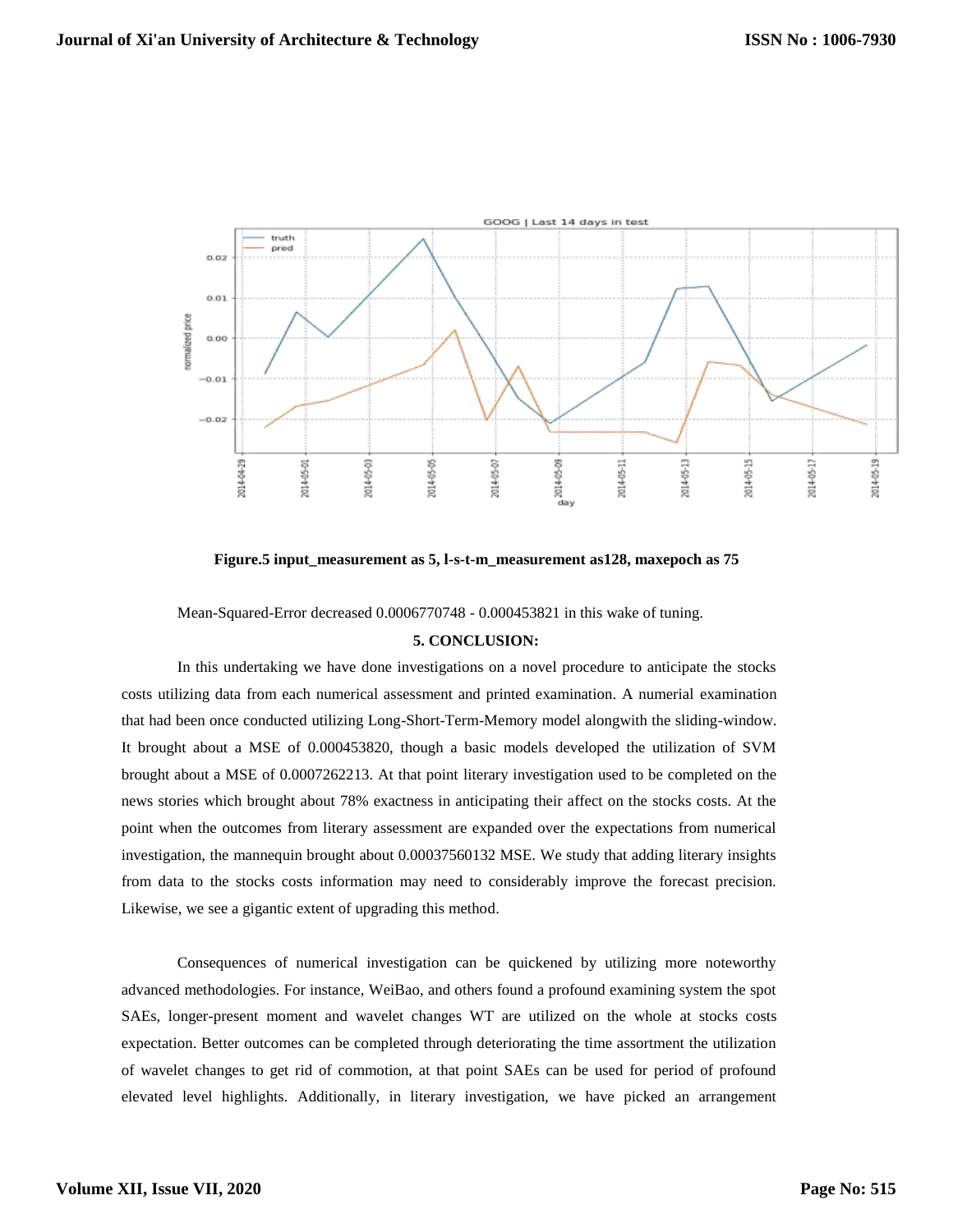**Figure.5 input_measurement as 5, l-s-t-m_measurement as128, maxepoch as 75**

Mean-Squared-Error decreased 0.0006770748 - 0.000453821 in this wake of tuning.

## 5. CONCLUSION:

In this undertaking we have done investigations on a novel procedure to anticipate the stocks costs utilizing data from each numerical assessment and printed examination. A numerial examination that had been once conducted utilizing Long-Short-Term-Memory model alongwith the sliding-window. It brought about a MSE of 0.000453820, though a basic models developed the utilization of SVM brought about a MSE of 0.0007262213. At that point literary investigation used to be completed on the news stories which brought about 78% exactness in anticipating their affect on the stocks costs. At the point when the outcomes from literary assessment are expanded over the expectations from numerical investigation, the mannequin brought about 0.00037560132 MSE. We study that adding literary insights from data to the stocks costs information may need to considerably improve the forecast precision. Likewise, we see a gigantic extent of upgrading this method.

Consequences of numerical investigation can be quickened by utilizing more noteworthy advanced methodologies. For instance, WeiBao, and others found a profound examining system the spot SAEs, longer-present moment and wavelet changes WT are utilized on the whole at stocks costs expectation. Better outcomes can be completed through deteriorating the time assortment the utilization of wavelet changes to get rid of commotion, at that point SAEs can be used for period of profound elevated level highlights. Additionally, in literary investigation, we have picked an arrangement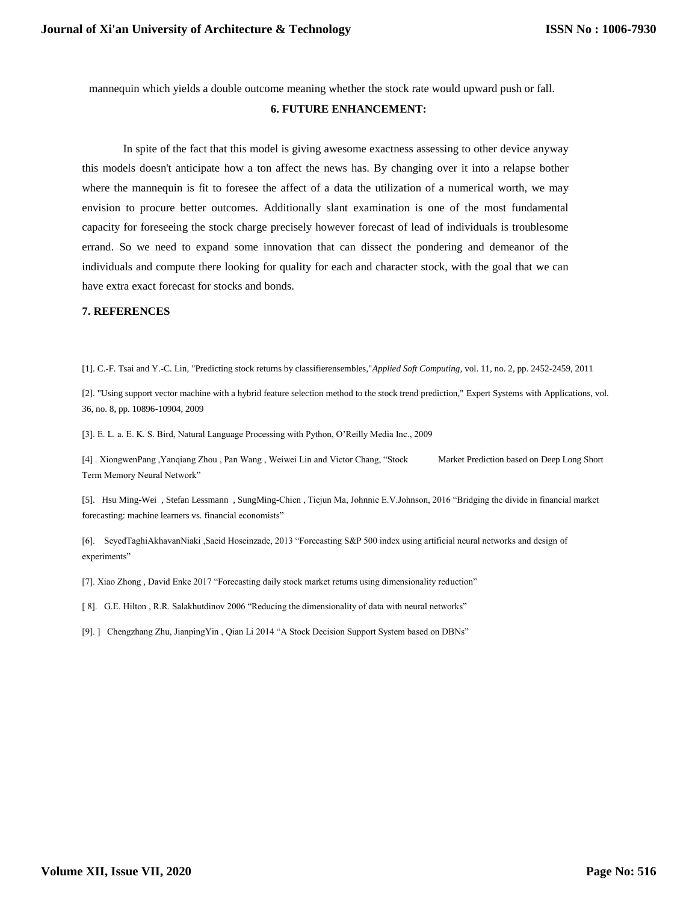mannequin which yields a double outcome meaning whether the stock rate would upward push or fall.

## 6. FUTURE ENHANCEMENT:

In spite of the fact that this model is giving awesome exactness assessing to other device anyway this models doesn't anticipate how a ton affect the news has. By changing over it into a relapse bother where the mannequin is fit to foresee the affect of a data the utilization of a numerical worth, we may envision to procure better outcomes. Additionally slant examination is one of the most fundamental capacity for foreseeing the stock charge precisely however forecast of lead of individuals is troublesome errand. So we need to expand some innovation that can dissect the pondering and demeanor of the individuals and compute there looking for quality for each and character stock, with the goal that we can have extra exact forecast for stocks and bonds.

## 7. REFERENCES

[1]. C.-F. Tsai and Y.-C. Lin, "Predicting stock returns by classifierensembles,"*Applied Soft Computing*, vol. 11, no. 2, pp. 2452-2459, 2011

[2]. "Using support vector machine with a hybrid feature selection method to the stock trend prediction," Expert Systems with Applications, vol. 36, no. 8, pp. 10896-10904, 2009

[3]. E. L. a. E. K. S. Bird, Natural Language Processing with Python, O'Reilly Media Inc., 2009

[4] . XiongwenPang ,Yanqiang Zhou , Pan Wang , Weiwei Lin and Victor Chang, "Stock Market Prediction based on Deep Long Short Term Memory Neural Network"

[5]. Hsu Ming-Wei , Stefan Lessmann , SungMing-Chien , Tiejun Ma, Johnnie E.V.Johnson, 2016 "Bridging the divide in financial market forecasting: machine learners vs. financial economists"

[6]. SeyedTaghiAkhavanNiaki ,Saeid Hoseinzade, 2013 "Forecasting S&P 500 index using artificial neural networks and design of experiments"

[7]. Xiao Zhong , David Enke 2017 "Forecasting daily stock market returns using dimensionality reduction"

[ 8]. G.E. Hilton , R.R. Salakhutdinov 2006 "Reducing the dimensionality of data with neural networks"

[9]. ] Chengzhang Zhu, JianpingYin , Qian Li 2014 "A Stock Decision Support System based on DBNs"